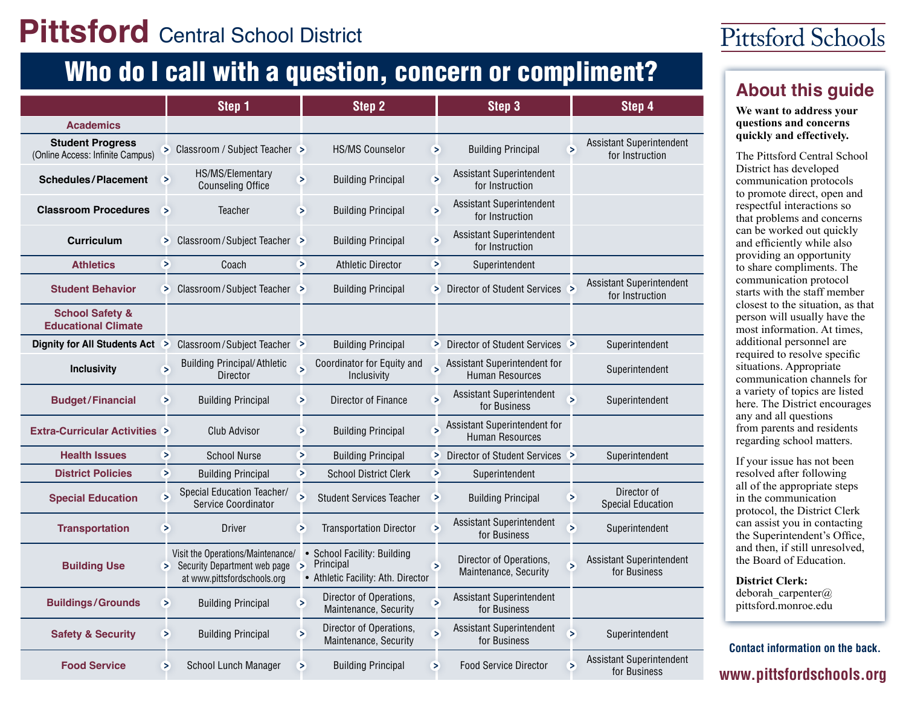# Pittsford Central School District

Pittsford Schools

## Who do I call with a question, concern or compliment?

| | Step 1 | Step 2 | Step 3 | Step 4 |
|---|---|---|---|---|
| **Academics** | | | | |
| **Student Progress** (Online Access: Infinite Campus) | Classroom / Subject Teacher | HS/MS Counselor | Building Principal | Assistant Superintendent for Instruction |
| **Schedules/Placement** | HS/MS/Elementary Counseling Office | Building Principal | Assistant Superintendent for Instruction | |
| **Classroom Procedures** | Teacher | Building Principal | Assistant Superintendent for Instruction | |
| **Curriculum** | Classroom/Subject Teacher | Building Principal | Assistant Superintendent for Instruction | |
| **Athletics** | Coach | Athletic Director | Superintendent | |
| **Student Behavior** | Classroom/Subject Teacher | Building Principal | Director of Student Services | Assistant Superintendent for Instruction |
| **School Safety & Educational Climate** | | | | |
| **Dignity for All Students Act** | Classroom/Subject Teacher | Building Principal | Director of Student Services | Superintendent |
| **Inclusivity** | Building Principal/Athletic Director | Coordinator for Equity and Inclusivity | Assistant Superintendent for Human Resources | Superintendent |
| **Budget/Financial** | Building Principal | Director of Finance | Assistant Superintendent for Business | Superintendent |
| **Extra-Curricular Activities** | Club Advisor | Building Principal | Assistant Superintendent for Human Resources | |
| **Health Issues** | School Nurse | Building Principal | Director of Student Services | Superintendent |
| **District Policies** | Building Principal | School District Clerk | Superintendent | |
| **Special Education** | Special Education Teacher/ Service Coordinator | Student Services Teacher | Building Principal | Director of Special Education |
| **Transportation** | Driver | Transportation Director | Assistant Superintendent for Business | Superintendent |
| **Building Use** | Visit the Operations/Maintenance/ Security Department web page at www.pittsfordschools.org | • School Facility: Building Principal • Athletic Facility: Ath. Director | Director of Operations, Maintenance, Security | Assistant Superintendent for Business |
| **Buildings/Grounds** | Building Principal | Director of Operations, Maintenance, Security | Assistant Superintendent for Business | |
| **Safety & Security** | Building Principal | Director of Operations, Maintenance, Security | Assistant Superintendent for Business | Superintendent |
| **Food Service** | School Lunch Manager | Building Principal | Food Service Director | Assistant Superintendent for Business |

## About this guide

**We want to address your questions and concerns quickly and effectively.**

The Pittsford Central School District has developed communication protocols to promote direct, open and respectful interactions so that problems and concerns can be worked out quickly and efficiently while also providing an opportunity to share compliments. The communication protocol starts with the staff member closest to the situation, as that person will usually have the most information. At times, additional personnel are required to resolve specific situations. Appropriate communication channels for a variety of topics are listed here. The District encourages any and all questions from parents and residents regarding school matters.

If your issue has not been resolved after following all of the appropriate steps in the communication protocol, the District Clerk can assist you in contacting the Superintendent's Office, and then, if still unresolved, the Board of Education.

**District Clerk:**
deborah_carpenter@pittsford.monroe.edu

**Contact information on the back.**

**www.pittsfordschools.org**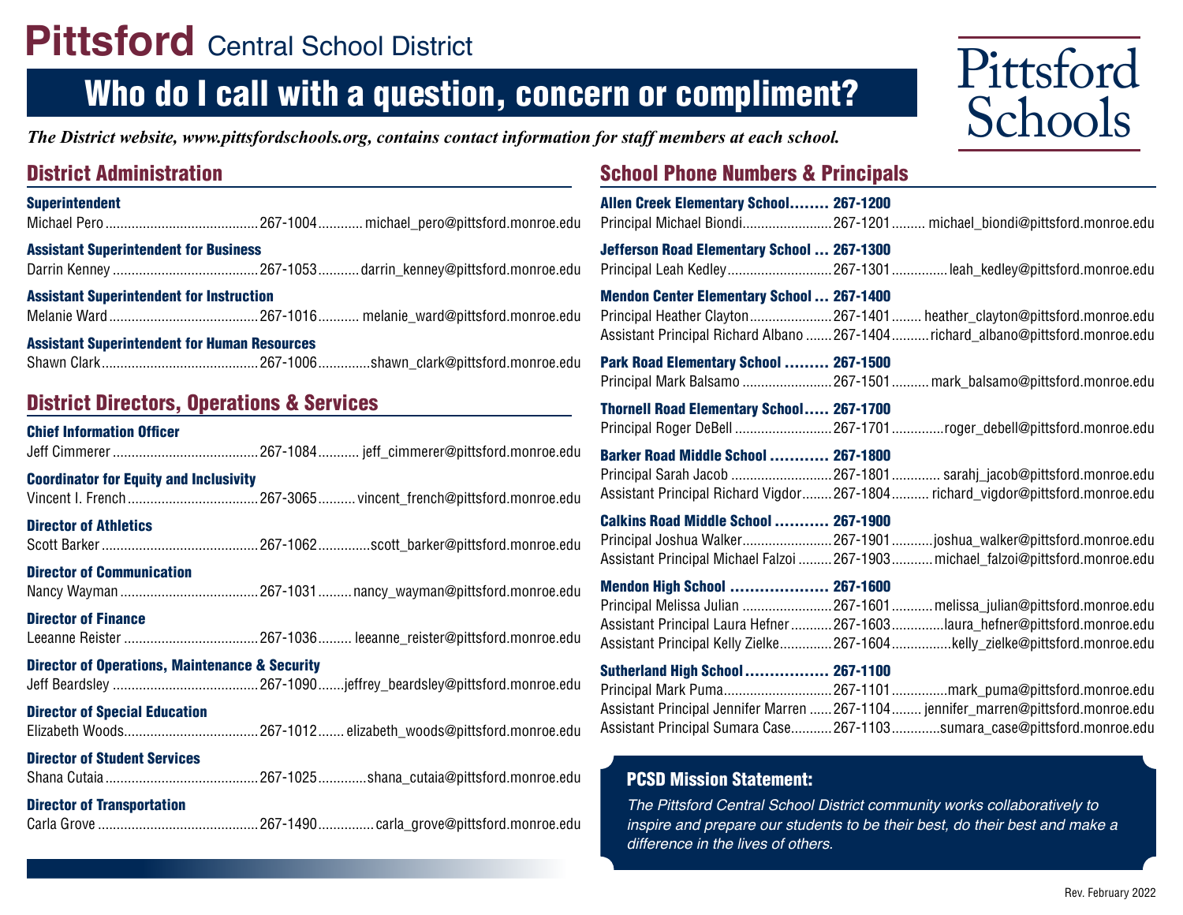# Pittsford Central School District

## Who do I call with a question, concern or compliment?

*The District website, www.pittsfordschools.org, contains contact information for staff members at each school.*

Pittsford Schools

## District Administration

**Superintendent**
Michael Pero ........ 267-1004 ........ michael_pero@pittsford.monroe.edu

**Assistant Superintendent for Business**
Darrin Kenney ........ 267-1053 ........ darrin_kenney@pittsford.monroe.edu

**Assistant Superintendent for Instruction**
Melanie Ward ........ 267-1016 ........ melanie_ward@pittsford.monroe.edu

**Assistant Superintendent for Human Resources**
Shawn Clark ........ 267-1006 ........ shawn_clark@pittsford.monroe.edu

## District Directors, Operations & Services

**Chief Information Officer**
Jeff Cimmerer ........ 267-1084 ........ jeff_cimmerer@pittsford.monroe.edu

**Coordinator for Equity and Inclusivity**
Vincent I. French ........ 267-3065 ........ vincent_french@pittsford.monroe.edu

**Director of Athletics**
Scott Barker ........ 267-1062 ........ scott_barker@pittsford.monroe.edu

**Director of Communication**
Nancy Wayman ........ 267-1031 ........ nancy_wayman@pittsford.monroe.edu

**Director of Finance**
Leeanne Reister ........ 267-1036 ........ leeanne_reister@pittsford.monroe.edu

**Director of Operations, Maintenance & Security**
Jeff Beardsley ........ 267-1090 ........ jeffrey_beardsley@pittsford.monroe.edu

**Director of Special Education**
Elizabeth Woods ........ 267-1012 ........ elizabeth_woods@pittsford.monroe.edu

**Director of Student Services**
Shana Cutaia ........ 267-1025 ........ shana_cutaia@pittsford.monroe.edu

**Director of Transportation**
Carla Grove ........ 267-1490 ........ carla_grove@pittsford.monroe.edu

## School Phone Numbers & Principals

**Allen Creek Elementary School ........ 267-1200**
Principal Michael Biondi ........ 267-1201 ........ michael_biondi@pittsford.monroe.edu

**Jefferson Road Elementary School ... 267-1300**
Principal Leah Kedley ........ 267-1301 ........ leah_kedley@pittsford.monroe.edu

**Mendon Center Elementary School ... 267-1400**
Principal Heather Clayton ........ 267-1401 ........ heather_clayton@pittsford.monroe.edu
Assistant Principal Richard Albano ........ 267-1404 ........ richard_albano@pittsford.monroe.edu

**Park Road Elementary School ........ 267-1500**
Principal Mark Balsamo ........ 267-1501 ........ mark_balsamo@pittsford.monroe.edu

**Thornell Road Elementary School ..... 267-1700**
Principal Roger DeBell ........ 267-1701 ........ roger_debell@pittsford.monroe.edu

**Barker Road Middle School ............ 267-1800**
Principal Sarah Jacob ........ 267-1801 ........ sarahj_jacob@pittsford.monroe.edu
Assistant Principal Richard Vigdor ........ 267-1804 ........ richard_vigdor@pittsford.monroe.edu

**Calkins Road Middle School ........... 267-1900**
Principal Joshua Walker ........ 267-1901 ........ joshua_walker@pittsford.monroe.edu
Assistant Principal Michael Falzoi ........ 267-1903 ........ michael_falzoi@pittsford.monroe.edu

**Mendon High School .................... 267-1600**
Principal Melissa Julian ........ 267-1601 ........ melissa_julian@pittsford.monroe.edu
Assistant Principal Laura Hefner ........ 267-1603 ........ laura_hefner@pittsford.monroe.edu
Assistant Principal Kelly Zielke ........ 267-1604 ........ kelly_zielke@pittsford.monroe.edu

**Sutherland High School ................. 267-1100**
Principal Mark Puma ........ 267-1101 ........ mark_puma@pittsford.monroe.edu
Assistant Principal Jennifer Marren ........ 267-1104 ........ jennifer_marren@pittsford.monroe.edu
Assistant Principal Sumara Case ........ 267-1103 ........ sumara_case@pittsford.monroe.edu

### PCSD Mission Statement:

*The Pittsford Central School District community works collaboratively to inspire and prepare our students to be their best, do their best and make a difference in the lives of others.*

Rev. February 2022